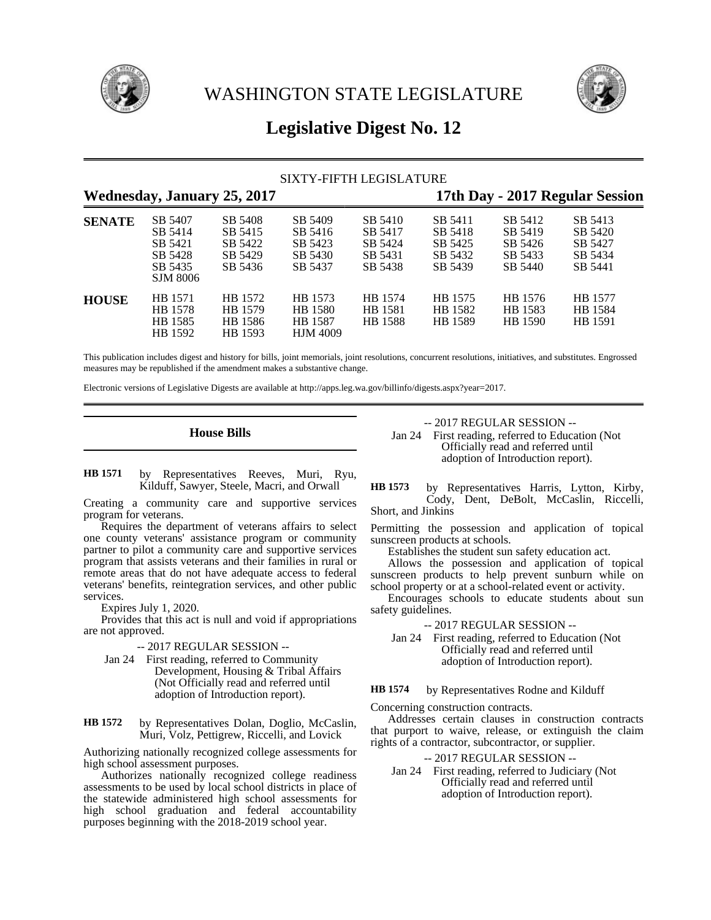# WASHINGTON STATE LEGISLATURE

# Legislative Digest No. 12

SIXTY-FIFTH LEGISLATURE

**Wednesday, January 25, 2017** | **17th Day - 2017 Regular Session**

| | | | | | | | |
|---|---|---|---|---|---|---|---|
| **SENATE** | SB 5407 | SB 5408 | SB 5409 | SB 5410 | SB 5411 | SB 5412 | SB 5413 |
| | SB 5414 | SB 5415 | SB 5416 | SB 5417 | SB 5418 | SB 5419 | SB 5420 |
| | SB 5421 | SB 5422 | SB 5423 | SB 5424 | SB 5425 | SB 5426 | SB 5427 |
| | SB 5428 | SB 5429 | SB 5430 | SB 5431 | SB 5432 | SB 5433 | SB 5434 |
| | SB 5435 | SB 5436 | SB 5437 | SB 5438 | SB 5439 | SB 5440 | SB 5441 |
| | SJM 8006 | | | | | | |
| **HOUSE** | HB 1571 | HB 1572 | HB 1573 | HB 1574 | HB 1575 | HB 1576 | HB 1577 |
| | HB 1578 | HB 1579 | HB 1580 | HB 1581 | HB 1582 | HB 1583 | HB 1584 |
| | HB 1585 | HB 1586 | HB 1587 | HB 1588 | HB 1589 | HB 1590 | HB 1591 |
| | HB 1592 | HB 1593 | HJM 4009 | | | | |

This publication includes digest and history for bills, joint memorials, joint resolutions, concurrent resolutions, initiatives, and substitutes. Engrossed measures may be republished if the amendment makes a substantive change.

Electronic versions of Legislative Digests are available at http://apps.leg.wa.gov/billinfo/digests.aspx?year=2017.

## House Bills

**HB 1571** by Representatives Reeves, Muri, Ryu, Kilduff, Sawyer, Steele, Macri, and Orwall

Creating a community care and supportive services program for veterans.

Requires the department of veterans affairs to select one county veterans' assistance program or community partner to pilot a community care and supportive services program that assists veterans and their families in rural or remote areas that do not have adequate access to federal veterans' benefits, reintegration services, and other public services.

Expires July 1, 2020.

Provides that this act is null and void if appropriations are not approved.

-- 2017 REGULAR SESSION --

Jan 24 First reading, referred to Community Development, Housing & Tribal Affairs (Not Officially read and referred until adoption of Introduction report).

**HB 1572** by Representatives Dolan, Doglio, McCaslin, Muri, Volz, Pettigrew, Riccelli, and Lovick

Authorizing nationally recognized college assessments for high school assessment purposes.

Authorizes nationally recognized college readiness assessments to be used by local school districts in place of the statewide administered high school assessments for high school graduation and federal accountability purposes beginning with the 2018-2019 school year.

-- 2017 REGULAR SESSION --

Jan 24 First reading, referred to Education (Not Officially read and referred until adoption of Introduction report).

**HB 1573** by Representatives Harris, Lytton, Kirby, Cody, Dent, DeBolt, McCaslin, Riccelli, Short, and Jinkins

Permitting the possession and application of topical sunscreen products at schools.

Establishes the student sun safety education act.

Allows the possession and application of topical sunscreen products to help prevent sunburn while on school property or at a school-related event or activity.

Encourages schools to educate students about sun safety guidelines.

-- 2017 REGULAR SESSION --

Jan 24 First reading, referred to Education (Not Officially read and referred until adoption of Introduction report).

**HB 1574** by Representatives Rodne and Kilduff

Concerning construction contracts.

Addresses certain clauses in construction contracts that purport to waive, release, or extinguish the claim rights of a contractor, subcontractor, or supplier.

-- 2017 REGULAR SESSION --

Jan 24 First reading, referred to Judiciary (Not Officially read and referred until adoption of Introduction report).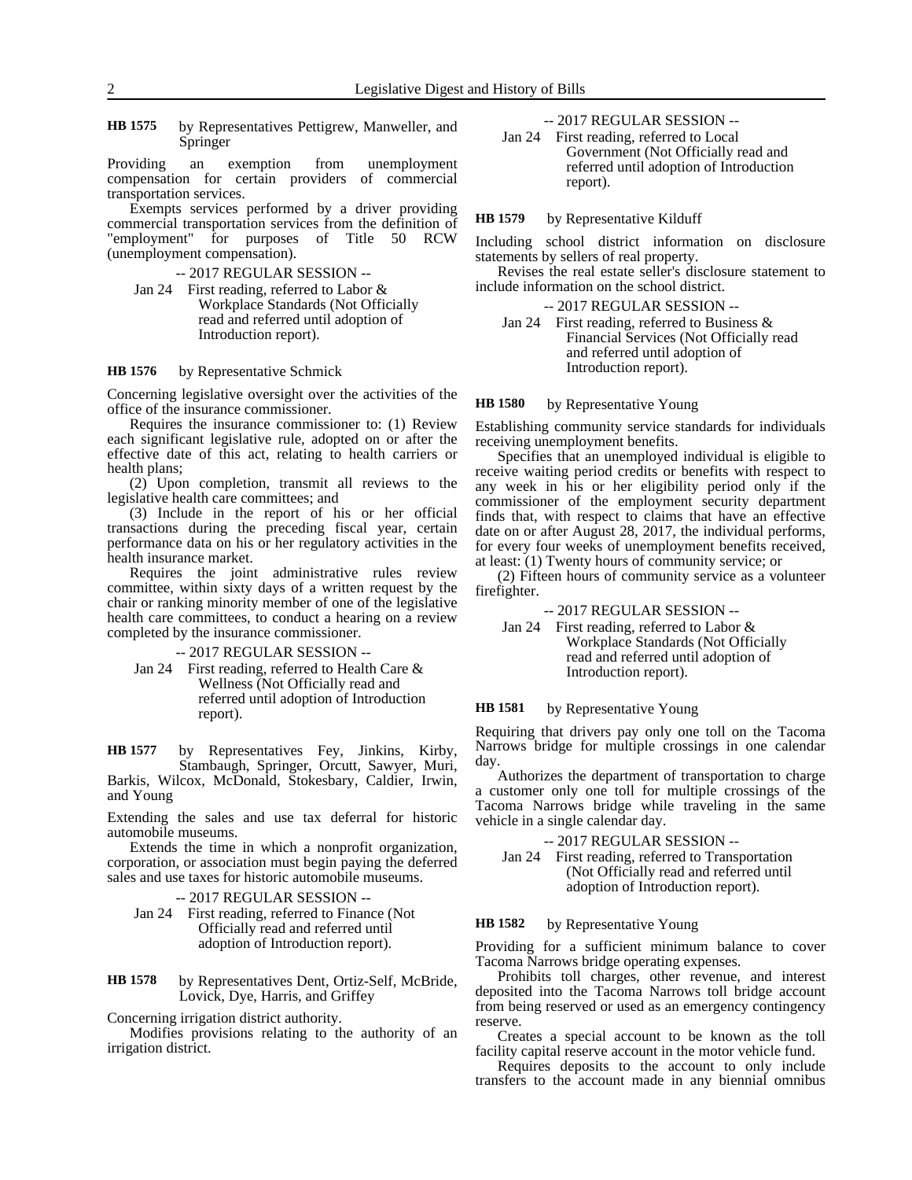**HB 1575** by Representatives Pettigrew, Manweller, and Springer

Providing an exemption from unemployment compensation for certain providers of commercial transportation services.

Exempts services performed by a driver providing commercial transportation services from the definition of "employment" for purposes of Title 50 RCW (unemployment compensation).

-- 2017 REGULAR SESSION --

Jan 24 First reading, referred to Labor & Workplace Standards (Not Officially read and referred until adoption of Introduction report).

**HB 1576** by Representative Schmick

Concerning legislative oversight over the activities of the office of the insurance commissioner.

Requires the insurance commissioner to: (1) Review each significant legislative rule, adopted on or after the effective date of this act, relating to health carriers or health plans;

(2) Upon completion, transmit all reviews to the legislative health care committees; and

(3) Include in the report of his or her official transactions during the preceding fiscal year, certain performance data on his or her regulatory activities in the health insurance market.

Requires the joint administrative rules review committee, within sixty days of a written request by the chair or ranking minority member of one of the legislative health care committees, to conduct a hearing on a review completed by the insurance commissioner.

-- 2017 REGULAR SESSION --

Jan 24 First reading, referred to Health Care & Wellness (Not Officially read and referred until adoption of Introduction report).

**HB 1577** by Representatives Fey, Jinkins, Kirby, Stambaugh, Springer, Orcutt, Sawyer, Muri, Barkis, Wilcox, McDonald, Stokesbary, Caldier, Irwin, and Young

Extending the sales and use tax deferral for historic automobile museums.

Extends the time in which a nonprofit organization, corporation, or association must begin paying the deferred sales and use taxes for historic automobile museums.

-- 2017 REGULAR SESSION --

Jan 24 First reading, referred to Finance (Not Officially read and referred until adoption of Introduction report).

**HB 1578** by Representatives Dent, Ortiz-Self, McBride, Lovick, Dye, Harris, and Griffey

Concerning irrigation district authority.

Modifies provisions relating to the authority of an irrigation district.

-- 2017 REGULAR SESSION --

Jan 24 First reading, referred to Local Government (Not Officially read and referred until adoption of Introduction report).

**HB 1579** by Representative Kilduff

Including school district information on disclosure statements by sellers of real property.

Revises the real estate seller's disclosure statement to include information on the school district.

-- 2017 REGULAR SESSION --

Jan 24 First reading, referred to Business & Financial Services (Not Officially read and referred until adoption of Introduction report).

**HB 1580** by Representative Young

Establishing community service standards for individuals receiving unemployment benefits.

Specifies that an unemployed individual is eligible to receive waiting period credits or benefits with respect to any week in his or her eligibility period only if the commissioner of the employment security department finds that, with respect to claims that have an effective date on or after August 28, 2017, the individual performs, for every four weeks of unemployment benefits received, at least: (1) Twenty hours of community service; or

(2) Fifteen hours of community service as a volunteer firefighter.

-- 2017 REGULAR SESSION --

Jan 24 First reading, referred to Labor & Workplace Standards (Not Officially read and referred until adoption of Introduction report).

**HB 1581** by Representative Young

Requiring that drivers pay only one toll on the Tacoma Narrows bridge for multiple crossings in one calendar day.

Authorizes the department of transportation to charge a customer only one toll for multiple crossings of the Tacoma Narrows bridge while traveling in the same vehicle in a single calendar day.

-- 2017 REGULAR SESSION --

Jan 24 First reading, referred to Transportation (Not Officially read and referred until adoption of Introduction report).

**HB 1582** by Representative Young

Providing for a sufficient minimum balance to cover Tacoma Narrows bridge operating expenses.

Prohibits toll charges, other revenue, and interest deposited into the Tacoma Narrows toll bridge account from being reserved or used as an emergency contingency reserve.

Creates a special account to be known as the toll facility capital reserve account in the motor vehicle fund.

Requires deposits to the account to only include transfers to the account made in any biennial omnibus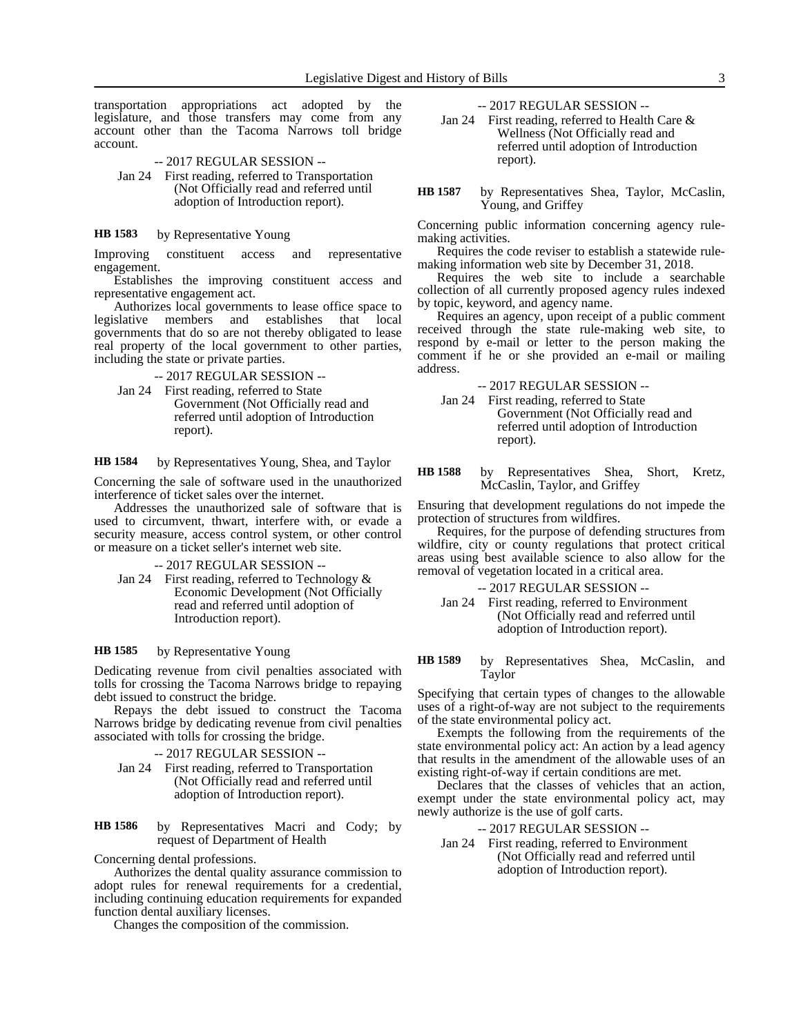transportation appropriations act adopted by the legislature, and those transfers may come from any account other than the Tacoma Narrows toll bridge account.

-- 2017 REGULAR SESSION --

Jan 24 First reading, referred to Transportation (Not Officially read and referred until adoption of Introduction report).

**HB 1583** by Representative Young

Improving constituent access and representative engagement.

Establishes the improving constituent access and representative engagement act.

Authorizes local governments to lease office space to legislative members and establishes that local governments that do so are not thereby obligated to lease real property of the local government to other parties, including the state or private parties.

-- 2017 REGULAR SESSION --

Jan 24 First reading, referred to State Government (Not Officially read and referred until adoption of Introduction report).

**HB 1584** by Representatives Young, Shea, and Taylor

Concerning the sale of software used in the unauthorized interference of ticket sales over the internet.

Addresses the unauthorized sale of software that is used to circumvent, thwart, interfere with, or evade a security measure, access control system, or other control or measure on a ticket seller's internet web site.

-- 2017 REGULAR SESSION --

Jan 24 First reading, referred to Technology & Economic Development (Not Officially read and referred until adoption of Introduction report).

**HB 1585** by Representative Young

Dedicating revenue from civil penalties associated with tolls for crossing the Tacoma Narrows bridge to repaying debt issued to construct the bridge.

Repays the debt issued to construct the Tacoma Narrows bridge by dedicating revenue from civil penalties associated with tolls for crossing the bridge.

-- 2017 REGULAR SESSION --

Jan 24 First reading, referred to Transportation (Not Officially read and referred until adoption of Introduction report).

**HB 1586** by Representatives Macri and Cody; by request of Department of Health

Concerning dental professions.

Authorizes the dental quality assurance commission to adopt rules for renewal requirements for a credential, including continuing education requirements for expanded function dental auxiliary licenses.

Changes the composition of the commission.

-- 2017 REGULAR SESSION --

Jan 24 First reading, referred to Health Care & Wellness (Not Officially read and referred until adoption of Introduction report).

**HB 1587** by Representatives Shea, Taylor, McCaslin, Young, and Griffey

Concerning public information concerning agency rule-making activities.

Requires the code reviser to establish a statewide rule-making information web site by December 31, 2018.

Requires the web site to include a searchable collection of all currently proposed agency rules indexed by topic, keyword, and agency name.

Requires an agency, upon receipt of a public comment received through the state rule-making web site, to respond by e-mail or letter to the person making the comment if he or she provided an e-mail or mailing address.

-- 2017 REGULAR SESSION --

Jan 24 First reading, referred to State Government (Not Officially read and referred until adoption of Introduction report).

**HB 1588** by Representatives Shea, Short, Kretz, McCaslin, Taylor, and Griffey

Ensuring that development regulations do not impede the protection of structures from wildfires.

Requires, for the purpose of defending structures from wildfire, city or county regulations that protect critical areas using best available science to also allow for the removal of vegetation located in a critical area.

-- 2017 REGULAR SESSION --

Jan 24 First reading, referred to Environment (Not Officially read and referred until adoption of Introduction report).

**HB 1589** by Representatives Shea, McCaslin, and Taylor

Specifying that certain types of changes to the allowable uses of a right-of-way are not subject to the requirements of the state environmental policy act.

Exempts the following from the requirements of the state environmental policy act: An action by a lead agency that results in the amendment of the allowable uses of an existing right-of-way if certain conditions are met.

Declares that the classes of vehicles that an action, exempt under the state environmental policy act, may newly authorize is the use of golf carts.

-- 2017 REGULAR SESSION --

Jan 24 First reading, referred to Environment (Not Officially read and referred until adoption of Introduction report).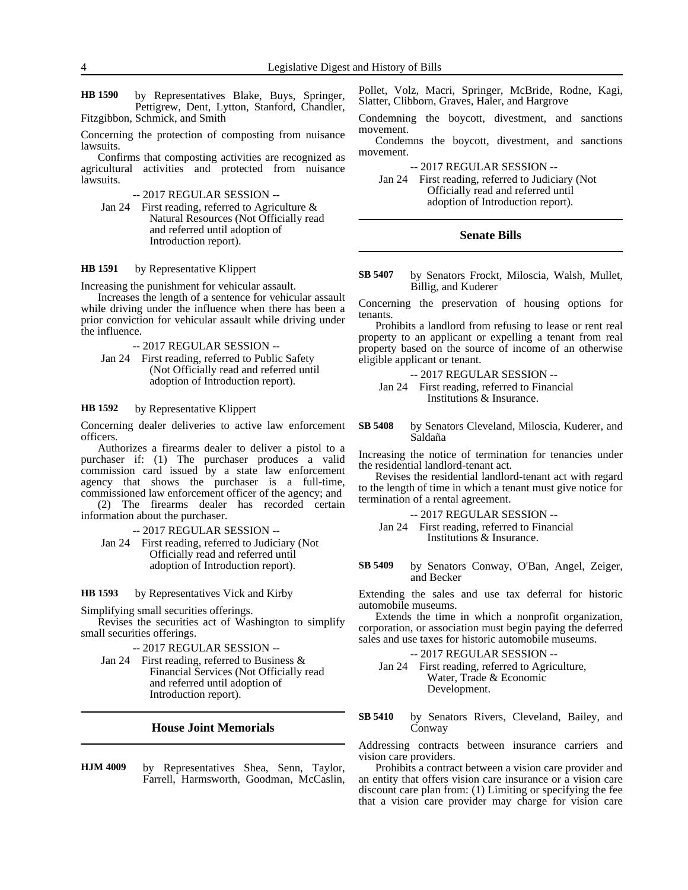**HB 1590** by Representatives Blake, Buys, Springer, Pettigrew, Dent, Lytton, Stanford, Chandler, Fitzgibbon, Schmick, and Smith

Concerning the protection of composting from nuisance lawsuits.

Confirms that composting activities are recognized as agricultural activities and protected from nuisance lawsuits.

-- 2017 REGULAR SESSION --

Jan 24 First reading, referred to Agriculture & Natural Resources (Not Officially read and referred until adoption of Introduction report).

**HB 1591** by Representative Klippert

Increasing the punishment for vehicular assault.

Increases the length of a sentence for vehicular assault while driving under the influence when there has been a prior conviction for vehicular assault while driving under the influence.

-- 2017 REGULAR SESSION --

Jan 24 First reading, referred to Public Safety (Not Officially read and referred until adoption of Introduction report).

**HB 1592** by Representative Klippert

Concerning dealer deliveries to active law enforcement officers.

Authorizes a firearms dealer to deliver a pistol to a purchaser if: (1) The purchaser produces a valid commission card issued by a state law enforcement agency that shows the purchaser is a full-time, commissioned law enforcement officer of the agency; and (2) The firearms dealer has recorded certain information about the purchaser.

-- 2017 REGULAR SESSION --

Jan 24 First reading, referred to Judiciary (Not Officially read and referred until adoption of Introduction report).

**HB 1593** by Representatives Vick and Kirby

Simplifying small securities offerings.

Revises the securities act of Washington to simplify small securities offerings.

-- 2017 REGULAR SESSION --

Jan 24 First reading, referred to Business & Financial Services (Not Officially read and referred until adoption of Introduction report).

## House Joint Memorials

**HJM 4009** by Representatives Shea, Senn, Taylor, Farrell, Harmsworth, Goodman, McCaslin, Pollet, Volz, Macri, Springer, McBride, Rodne, Kagi, Slatter, Clibborn, Graves, Haler, and Hargrove

Condemning the boycott, divestment, and sanctions movement.

Condemns the boycott, divestment, and sanctions movement.

-- 2017 REGULAR SESSION --

Jan 24 First reading, referred to Judiciary (Not Officially read and referred until adoption of Introduction report).

## Senate Bills

**SB 5407** by Senators Frockt, Miloscia, Walsh, Mullet, Billig, and Kuderer

Concerning the preservation of housing options for tenants.

Prohibits a landlord from refusing to lease or rent real property to an applicant or expelling a tenant from real property based on the source of income of an otherwise eligible applicant or tenant.

-- 2017 REGULAR SESSION --

Jan 24 First reading, referred to Financial Institutions & Insurance.

**SB 5408** by Senators Cleveland, Miloscia, Kuderer, and Saldaña

Increasing the notice of termination for tenancies under the residential landlord-tenant act.

Revises the residential landlord-tenant act with regard to the length of time in which a tenant must give notice for termination of a rental agreement.

-- 2017 REGULAR SESSION --

Jan 24 First reading, referred to Financial Institutions & Insurance.

**SB 5409** by Senators Conway, O'Ban, Angel, Zeiger, and Becker

Extending the sales and use tax deferral for historic automobile museums.

Extends the time in which a nonprofit organization, corporation, or association must begin paying the deferred sales and use taxes for historic automobile museums.

-- 2017 REGULAR SESSION --

Jan 24 First reading, referred to Agriculture, Water, Trade & Economic Development.

**SB 5410** by Senators Rivers, Cleveland, Bailey, and Conway

Addressing contracts between insurance carriers and vision care providers.

Prohibits a contract between a vision care provider and an entity that offers vision care insurance or a vision care discount care plan from: (1) Limiting or specifying the fee that a vision care provider may charge for vision care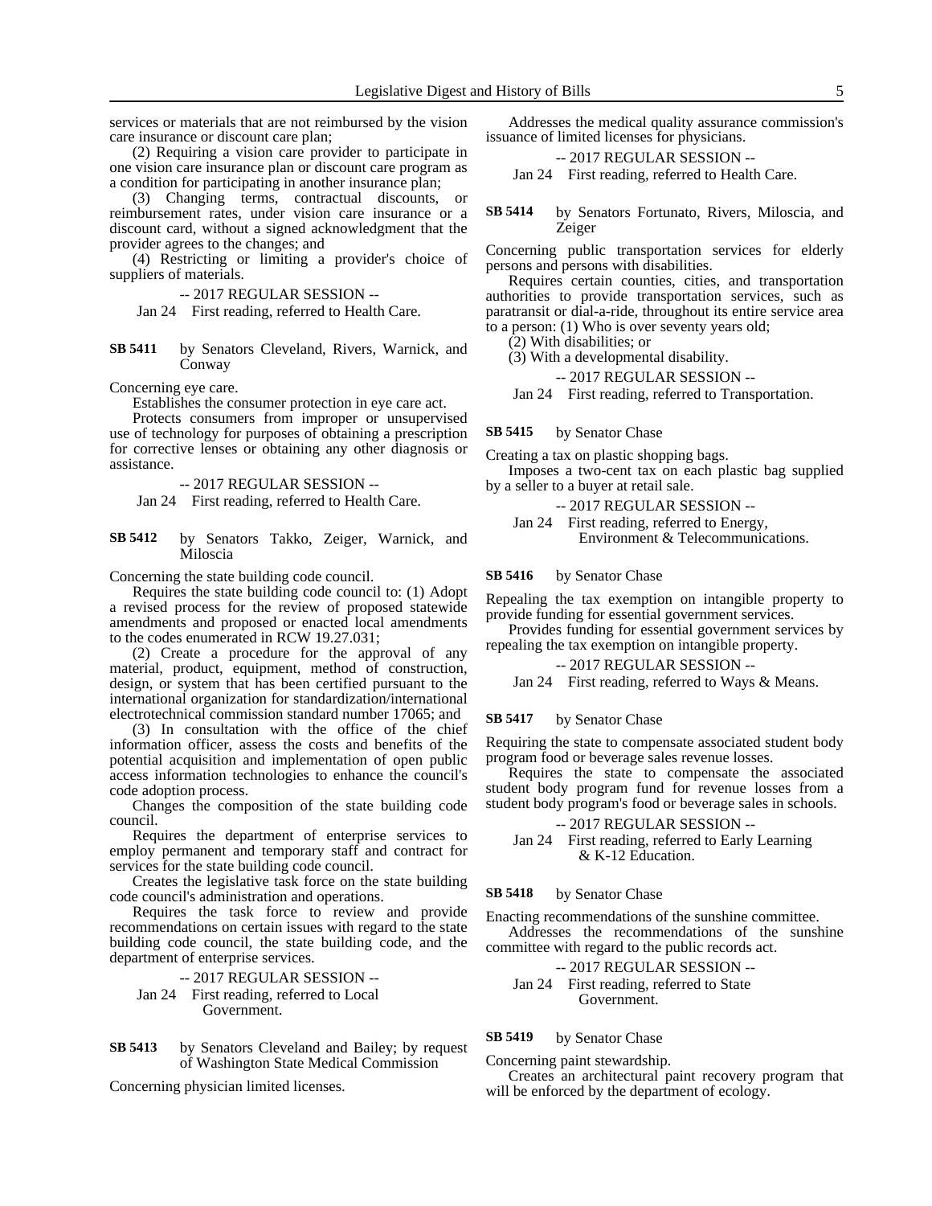services or materials that are not reimbursed by the vision care insurance or discount care plan;

(2) Requiring a vision care provider to participate in one vision care insurance plan or discount care program as a condition for participating in another insurance plan;

(3) Changing terms, contractual discounts, or reimbursement rates, under vision care insurance or a discount card, without a signed acknowledgment that the provider agrees to the changes; and

(4) Restricting or limiting a provider's choice of suppliers of materials.

-- 2017 REGULAR SESSION --

Jan 24 First reading, referred to Health Care.

**SB 5411** by Senators Cleveland, Rivers, Warnick, and Conway

Concerning eye care.

Establishes the consumer protection in eye care act.

Protects consumers from improper or unsupervised use of technology for purposes of obtaining a prescription for corrective lenses or obtaining any other diagnosis or assistance.

-- 2017 REGULAR SESSION --

Jan 24 First reading, referred to Health Care.

**SB 5412** by Senators Takko, Zeiger, Warnick, and Miloscia

Concerning the state building code council.

Requires the state building code council to: (1) Adopt a revised process for the review of proposed statewide amendments and proposed or enacted local amendments to the codes enumerated in RCW 19.27.031;

(2) Create a procedure for the approval of any material, product, equipment, method of construction, design, or system that has been certified pursuant to the international organization for standardization/international electrotechnical commission standard number 17065; and

(3) In consultation with the office of the chief information officer, assess the costs and benefits of the potential acquisition and implementation of open public access information technologies to enhance the council's code adoption process.

Changes the composition of the state building code council.

Requires the department of enterprise services to employ permanent and temporary staff and contract for services for the state building code council.

Creates the legislative task force on the state building code council's administration and operations.

Requires the task force to review and provide recommendations on certain issues with regard to the state building code council, the state building code, and the department of enterprise services.

-- 2017 REGULAR SESSION --

Jan 24 First reading, referred to Local Government.

**SB 5413** by Senators Cleveland and Bailey; by request of Washington State Medical Commission

Concerning physician limited licenses.

Addresses the medical quality assurance commission's issuance of limited licenses for physicians.

-- 2017 REGULAR SESSION --

Jan 24 First reading, referred to Health Care.

**SB 5414** by Senators Fortunato, Rivers, Miloscia, and Zeiger

Concerning public transportation services for elderly persons and persons with disabilities.

Requires certain counties, cities, and transportation authorities to provide transportation services, such as paratransit or dial-a-ride, throughout its entire service area to a person: (1) Who is over seventy years old;

(2) With disabilities; or

(3) With a developmental disability.

-- 2017 REGULAR SESSION --

Jan 24 First reading, referred to Transportation.

**SB 5415** by Senator Chase

Creating a tax on plastic shopping bags.

Imposes a two-cent tax on each plastic bag supplied by a seller to a buyer at retail sale.

-- 2017 REGULAR SESSION --

Jan 24 First reading, referred to Energy, Environment & Telecommunications.

**SB 5416** by Senator Chase

Repealing the tax exemption on intangible property to provide funding for essential government services.

Provides funding for essential government services by repealing the tax exemption on intangible property.

-- 2017 REGULAR SESSION --

Jan 24 First reading, referred to Ways & Means.

**SB 5417** by Senator Chase

Requiring the state to compensate associated student body program food or beverage sales revenue losses.

Requires the state to compensate the associated student body program fund for revenue losses from a student body program's food or beverage sales in schools.

-- 2017 REGULAR SESSION --

Jan 24 First reading, referred to Early Learning & K-12 Education.

**SB 5418** by Senator Chase

Enacting recommendations of the sunshine committee.

Addresses the recommendations of the sunshine committee with regard to the public records act.

-- 2017 REGULAR SESSION --

Jan 24 First reading, referred to State Government.

**SB 5419** by Senator Chase

Concerning paint stewardship.

Creates an architectural paint recovery program that will be enforced by the department of ecology.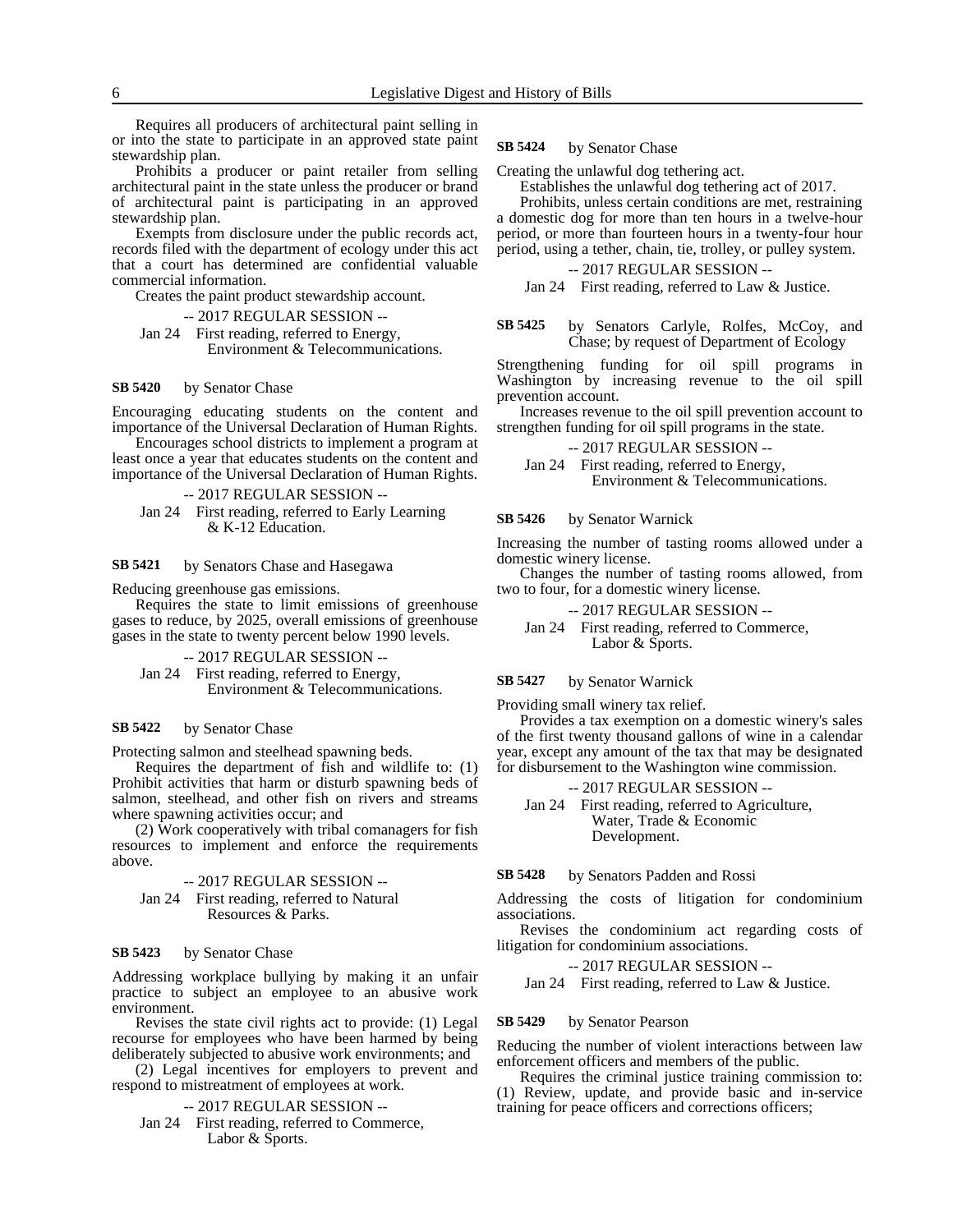Requires all producers of architectural paint selling in or into the state to participate in an approved state paint stewardship plan.

Prohibits a producer or paint retailer from selling architectural paint in the state unless the producer or brand of architectural paint is participating in an approved stewardship plan.

Exempts from disclosure under the public records act, records filed with the department of ecology under this act that a court has determined are confidential valuable commercial information.

Creates the paint product stewardship account.

-- 2017 REGULAR SESSION --

Jan 24 First reading, referred to Energy, Environment & Telecommunications.

**SB 5420** by Senator Chase

Encouraging educating students on the content and importance of the Universal Declaration of Human Rights.

Encourages school districts to implement a program at least once a year that educates students on the content and importance of the Universal Declaration of Human Rights.

-- 2017 REGULAR SESSION --

Jan 24 First reading, referred to Early Learning & K-12 Education.

**SB 5421** by Senators Chase and Hasegawa

Reducing greenhouse gas emissions.

Requires the state to limit emissions of greenhouse gases to reduce, by 2025, overall emissions of greenhouse gases in the state to twenty percent below 1990 levels.

-- 2017 REGULAR SESSION --

Jan 24 First reading, referred to Energy, Environment & Telecommunications.

**SB 5422** by Senator Chase

Protecting salmon and steelhead spawning beds.

Requires the department of fish and wildlife to: (1) Prohibit activities that harm or disturb spawning beds of salmon, steelhead, and other fish on rivers and streams where spawning activities occur; and

(2) Work cooperatively with tribal comanagers for fish resources to implement and enforce the requirements above.

-- 2017 REGULAR SESSION --

Jan 24 First reading, referred to Natural Resources & Parks.

**SB 5423** by Senator Chase

Addressing workplace bullying by making it an unfair practice to subject an employee to an abusive work environment.

Revises the state civil rights act to provide: (1) Legal recourse for employees who have been harmed by being deliberately subjected to abusive work environments; and

(2) Legal incentives for employers to prevent and respond to mistreatment of employees at work.

-- 2017 REGULAR SESSION --

Jan 24 First reading, referred to Commerce, Labor & Sports.

**SB 5424** by Senator Chase

Creating the unlawful dog tethering act.

Establishes the unlawful dog tethering act of 2017.

Prohibits, unless certain conditions are met, restraining a domestic dog for more than ten hours in a twelve-hour period, or more than fourteen hours in a twenty-four hour period, using a tether, chain, tie, trolley, or pulley system.

-- 2017 REGULAR SESSION --

Jan 24 First reading, referred to Law & Justice.

**SB 5425** by Senators Carlyle, Rolfes, McCoy, and Chase; by request of Department of Ecology

Strengthening funding for oil spill programs in Washington by increasing revenue to the oil spill prevention account.

Increases revenue to the oil spill prevention account to strengthen funding for oil spill programs in the state.

-- 2017 REGULAR SESSION --

Jan 24 First reading, referred to Energy, Environment & Telecommunications.

**SB 5426** by Senator Warnick

Increasing the number of tasting rooms allowed under a domestic winery license.

Changes the number of tasting rooms allowed, from two to four, for a domestic winery license.

-- 2017 REGULAR SESSION --

Jan 24 First reading, referred to Commerce, Labor & Sports.

**SB 5427** by Senator Warnick

Providing small winery tax relief.

Provides a tax exemption on a domestic winery's sales of the first twenty thousand gallons of wine in a calendar year, except any amount of the tax that may be designated for disbursement to the Washington wine commission.

-- 2017 REGULAR SESSION --

Jan 24 First reading, referred to Agriculture, Water, Trade & Economic Development.

**SB 5428** by Senators Padden and Rossi

Addressing the costs of litigation for condominium associations.

Revises the condominium act regarding costs of litigation for condominium associations.

-- 2017 REGULAR SESSION --

Jan 24 First reading, referred to Law & Justice.

**SB 5429** by Senator Pearson

Reducing the number of violent interactions between law enforcement officers and members of the public.

Requires the criminal justice training commission to: (1) Review, update, and provide basic and in-service training for peace officers and corrections officers;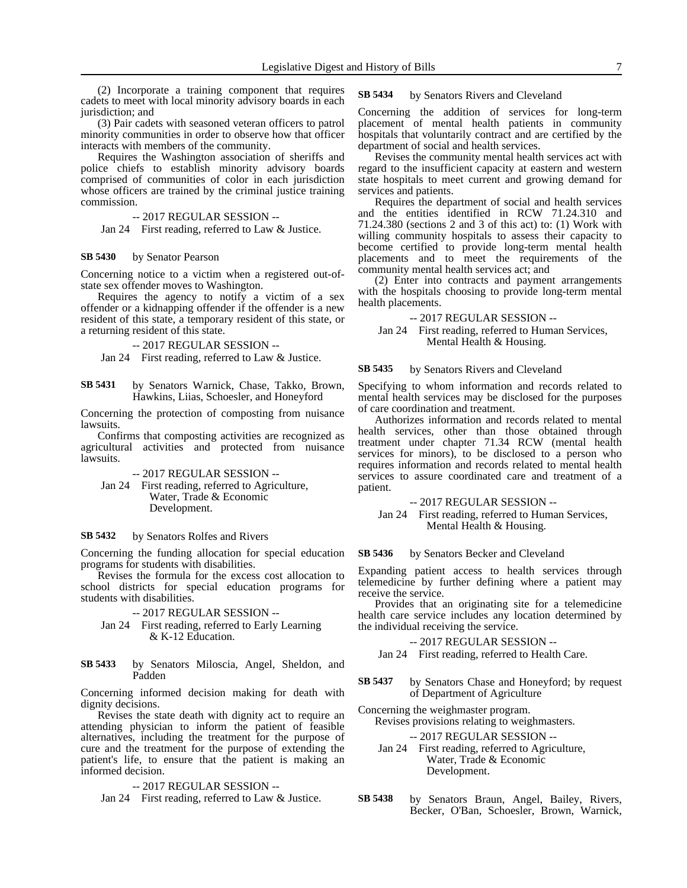(2) Incorporate a training component that requires cadets to meet with local minority advisory boards in each jurisdiction; and

(3) Pair cadets with seasoned veteran officers to patrol minority communities in order to observe how that officer interacts with members of the community.

Requires the Washington association of sheriffs and police chiefs to establish minority advisory boards comprised of communities of color in each jurisdiction whose officers are trained by the criminal justice training commission.

-- 2017 REGULAR SESSION --

Jan 24 First reading, referred to Law & Justice.

**SB 5430** by Senator Pearson

Concerning notice to a victim when a registered out-of-state sex offender moves to Washington.

Requires the agency to notify a victim of a sex offender or a kidnapping offender if the offender is a new resident of this state, a temporary resident of this state, or a returning resident of this state.

-- 2017 REGULAR SESSION --

Jan 24 First reading, referred to Law & Justice.

**SB 5431** by Senators Warnick, Chase, Takko, Brown, Hawkins, Liias, Schoesler, and Honeyford

Concerning the protection of composting from nuisance lawsuits.

Confirms that composting activities are recognized as agricultural activities and protected from nuisance lawsuits.

-- 2017 REGULAR SESSION --

Jan 24 First reading, referred to Agriculture, Water, Trade & Economic Development.

**SB 5432** by Senators Rolfes and Rivers

Concerning the funding allocation for special education programs for students with disabilities.

Revises the formula for the excess cost allocation to school districts for special education programs for students with disabilities.

-- 2017 REGULAR SESSION --

Jan 24 First reading, referred to Early Learning & K-12 Education.

**SB 5433** by Senators Miloscia, Angel, Sheldon, and Padden

Concerning informed decision making for death with dignity decisions.

Revises the state death with dignity act to require an attending physician to inform the patient of feasible alternatives, including the treatment for the purpose of cure and the treatment for the purpose of extending the patient's life, to ensure that the patient is making an informed decision.

-- 2017 REGULAR SESSION --

Jan 24 First reading, referred to Law & Justice.

**SB 5434** by Senators Rivers and Cleveland

Concerning the addition of services for long-term placement of mental health patients in community hospitals that voluntarily contract and are certified by the department of social and health services.

Revises the community mental health services act with regard to the insufficient capacity at eastern and western state hospitals to meet current and growing demand for services and patients.

Requires the department of social and health services and the entities identified in RCW 71.24.310 and 71.24.380 (sections 2 and 3 of this act) to: (1) Work with willing community hospitals to assess their capacity to become certified to provide long-term mental health placements and to meet the requirements of the community mental health services act; and

(2) Enter into contracts and payment arrangements with the hospitals choosing to provide long-term mental health placements.

-- 2017 REGULAR SESSION --

Jan 24 First reading, referred to Human Services, Mental Health & Housing.

**SB 5435** by Senators Rivers and Cleveland

Specifying to whom information and records related to mental health services may be disclosed for the purposes of care coordination and treatment.

Authorizes information and records related to mental health services, other than those obtained through treatment under chapter 71.34 RCW (mental health services for minors), to be disclosed to a person who requires information and records related to mental health services to assure coordinated care and treatment of a patient.

-- 2017 REGULAR SESSION --

Jan 24 First reading, referred to Human Services, Mental Health & Housing.

**SB 5436** by Senators Becker and Cleveland

Expanding patient access to health services through telemedicine by further defining where a patient may receive the service.

Provides that an originating site for a telemedicine health care service includes any location determined by the individual receiving the service.

-- 2017 REGULAR SESSION --

Jan 24 First reading, referred to Health Care.

**SB 5437** by Senators Chase and Honeyford; by request of Department of Agriculture

Concerning the weighmaster program.

Revises provisions relating to weighmasters.

-- 2017 REGULAR SESSION --

Jan 24 First reading, referred to Agriculture, Water, Trade & Economic Development.

**SB 5438** by Senators Braun, Angel, Bailey, Rivers, Becker, O'Ban, Schoesler, Brown, Warnick,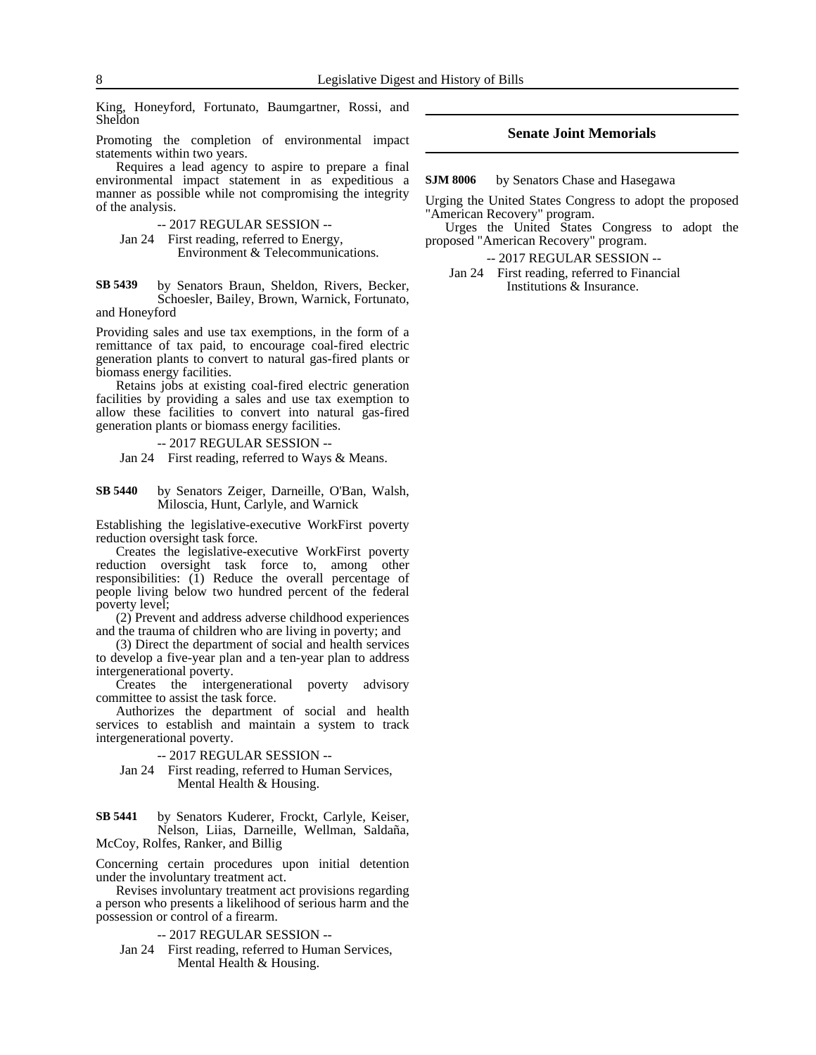King, Honeyford, Fortunato, Baumgartner, Rossi, and Sheldon

Promoting the completion of environmental impact statements within two years.

Requires a lead agency to aspire to prepare a final environmental impact statement in as expeditious a manner as possible while not compromising the integrity of the analysis.

-- 2017 REGULAR SESSION --

Jan 24 First reading, referred to Energy, Environment & Telecommunications.

**SB 5439** by Senators Braun, Sheldon, Rivers, Becker, Schoesler, Bailey, Brown, Warnick, Fortunato, and Honeyford

Providing sales and use tax exemptions, in the form of a remittance of tax paid, to encourage coal-fired electric generation plants to convert to natural gas-fired plants or biomass energy facilities.

Retains jobs at existing coal-fired electric generation facilities by providing a sales and use tax exemption to allow these facilities to convert into natural gas-fired generation plants or biomass energy facilities.

-- 2017 REGULAR SESSION --

Jan 24 First reading, referred to Ways & Means.

**SB 5440** by Senators Zeiger, Darneille, O'Ban, Walsh, Miloscia, Hunt, Carlyle, and Warnick

Establishing the legislative-executive WorkFirst poverty reduction oversight task force.

Creates the legislative-executive WorkFirst poverty reduction oversight task force to, among other responsibilities: (1) Reduce the overall percentage of people living below two hundred percent of the federal poverty level;

(2) Prevent and address adverse childhood experiences and the trauma of children who are living in poverty; and

(3) Direct the department of social and health services to develop a five-year plan and a ten-year plan to address intergenerational poverty.

Creates the intergenerational poverty advisory committee to assist the task force.

Authorizes the department of social and health services to establish and maintain a system to track intergenerational poverty.

-- 2017 REGULAR SESSION --

Jan 24 First reading, referred to Human Services, Mental Health & Housing.

**SB 5441** by Senators Kuderer, Frockt, Carlyle, Keiser, Nelson, Liias, Darneille, Wellman, Saldaña, McCoy, Rolfes, Ranker, and Billig

Concerning certain procedures upon initial detention under the involuntary treatment act.

Revises involuntary treatment act provisions regarding a person who presents a likelihood of serious harm and the possession or control of a firearm.

-- 2017 REGULAR SESSION --

Jan 24 First reading, referred to Human Services, Mental Health & Housing.

## Senate Joint Memorials

**SJM 8006** by Senators Chase and Hasegawa

Urging the United States Congress to adopt the proposed "American Recovery" program.

Urges the United States Congress to adopt the proposed "American Recovery" program.

-- 2017 REGULAR SESSION --

Jan 24 First reading, referred to Financial Institutions & Insurance.